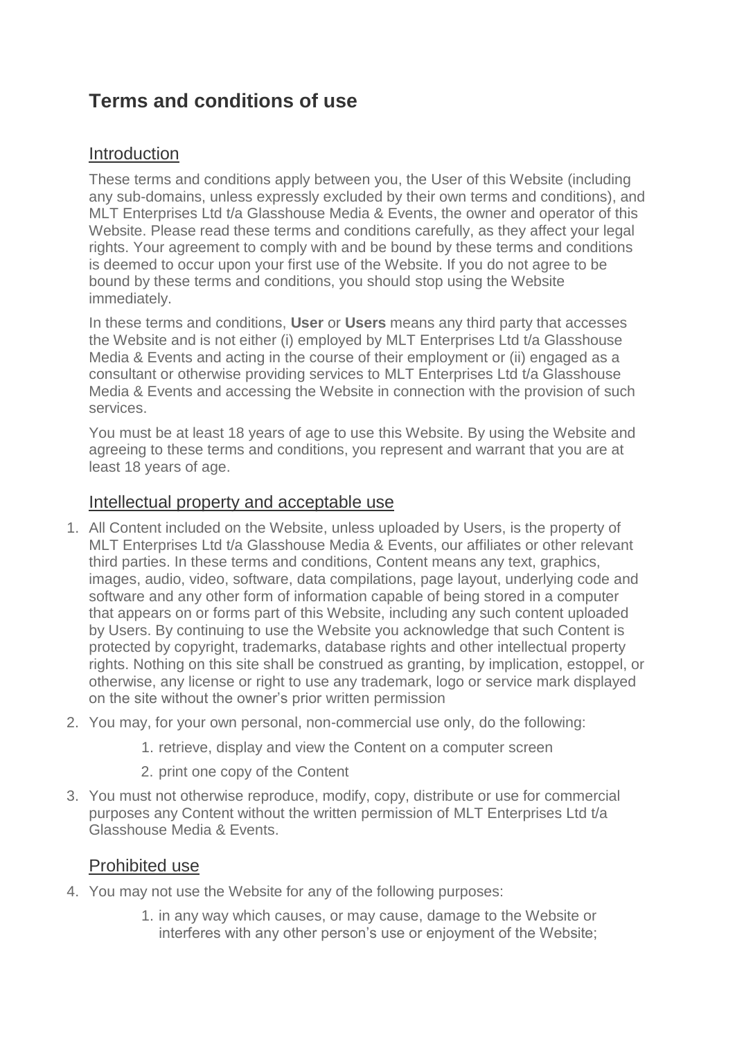# Terms and conditions of use

## Introduction

These terms and conditions apply between you, the User of this Website (including any sub-domains, unless expressly excluded by their own terms and conditions), and MLT Enterprises Ltd t/a Glasshouse Media & Events, the owner and operator of this Website. Please read these terms and conditions carefully, as they affect your legal rights. Your agreement to comply with and be bound by these terms and conditions is deemed to occur upon your first use of the Website. If you do not agree to be bound by these terms and conditions, you should stop using the Website immediately.

In these terms and conditions, **User** or **Users** means any third party that accesses the Website and is not either (i) employed by MLT Enterprises Ltd t/a Glasshouse Media & Events and acting in the course of their employment or (ii) engaged as a consultant or otherwise providing services to MLT Enterprises Ltd t/a Glasshouse Media & Events and accessing the Website in connection with the provision of such services.

You must be at least 18 years of age to use this Website. By using the Website and agreeing to these terms and conditions, you represent and warrant that you are at least 18 years of age.

## Intellectual property and acceptable use

1. All Content included on the Website, unless uploaded by Users, is the property of MLT Enterprises Ltd t/a Glasshouse Media & Events, our affiliates or other relevant third parties. In these terms and conditions, Content means any text, graphics, images, audio, video, software, data compilations, page layout, underlying code and software and any other form of information capable of being stored in a computer that appears on or forms part of this Website, including any such content uploaded by Users. By continuing to use the Website you acknowledge that such Content is protected by copyright, trademarks, database rights and other intellectual property rights. Nothing on this site shall be construed as granting, by implication, estoppel, or otherwise, any license or right to use any trademark, logo or service mark displayed on the site without the owner's prior written permission
2. You may, for your own personal, non-commercial use only, do the following:
    1. retrieve, display and view the Content on a computer screen
    2. print one copy of the Content
3. You must not otherwise reproduce, modify, copy, distribute or use for commercial purposes any Content without the written permission of MLT Enterprises Ltd t/a Glasshouse Media & Events.

## Prohibited use

4. You may not use the Website for any of the following purposes:
    1. in any way which causes, or may cause, damage to the Website or interferes with any other person's use or enjoyment of the Website;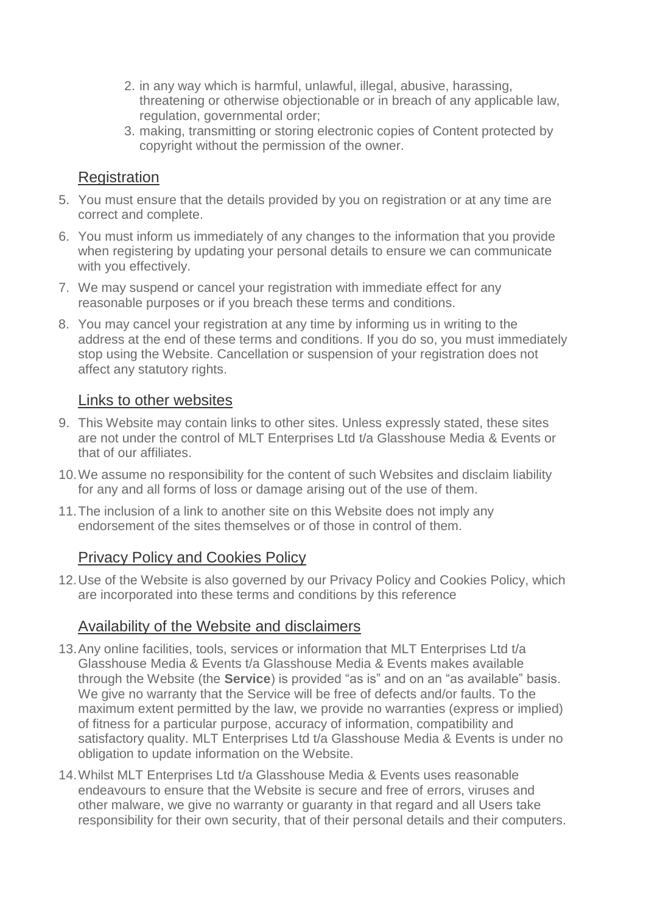2. in any way which is harmful, unlawful, illegal, abusive, harassing, threatening or otherwise objectionable or in breach of any applicable law, regulation, governmental order;
3. making, transmitting or storing electronic copies of Content protected by copyright without the permission of the owner.

## Registration

5. You must ensure that the details provided by you on registration or at any time are correct and complete.
6. You must inform us immediately of any changes to the information that you provide when registering by updating your personal details to ensure we can communicate with you effectively.
7. We may suspend or cancel your registration with immediate effect for any reasonable purposes or if you breach these terms and conditions.
8. You may cancel your registration at any time by informing us in writing to the address at the end of these terms and conditions. If you do so, you must immediately stop using the Website. Cancellation or suspension of your registration does not affect any statutory rights.

## Links to other websites

9. This Website may contain links to other sites. Unless expressly stated, these sites are not under the control of MLT Enterprises Ltd t/a Glasshouse Media & Events or that of our affiliates.
10. We assume no responsibility for the content of such Websites and disclaim liability for any and all forms of loss or damage arising out of the use of them.
11. The inclusion of a link to another site on this Website does not imply any endorsement of the sites themselves or of those in control of them.

## Privacy Policy and Cookies Policy

12. Use of the Website is also governed by our Privacy Policy and Cookies Policy, which are incorporated into these terms and conditions by this reference

## Availability of the Website and disclaimers

13. Any online facilities, tools, services or information that MLT Enterprises Ltd t/a Glasshouse Media & Events t/a Glasshouse Media & Events makes available through the Website (the **Service**) is provided "as is" and on an "as available" basis. We give no warranty that the Service will be free of defects and/or faults. To the maximum extent permitted by the law, we provide no warranties (express or implied) of fitness for a particular purpose, accuracy of information, compatibility and satisfactory quality. MLT Enterprises Ltd t/a Glasshouse Media & Events is under no obligation to update information on the Website.
14. Whilst MLT Enterprises Ltd t/a Glasshouse Media & Events uses reasonable endeavours to ensure that the Website is secure and free of errors, viruses and other malware, we give no warranty or guaranty in that regard and all Users take responsibility for their own security, that of their personal details and their computers.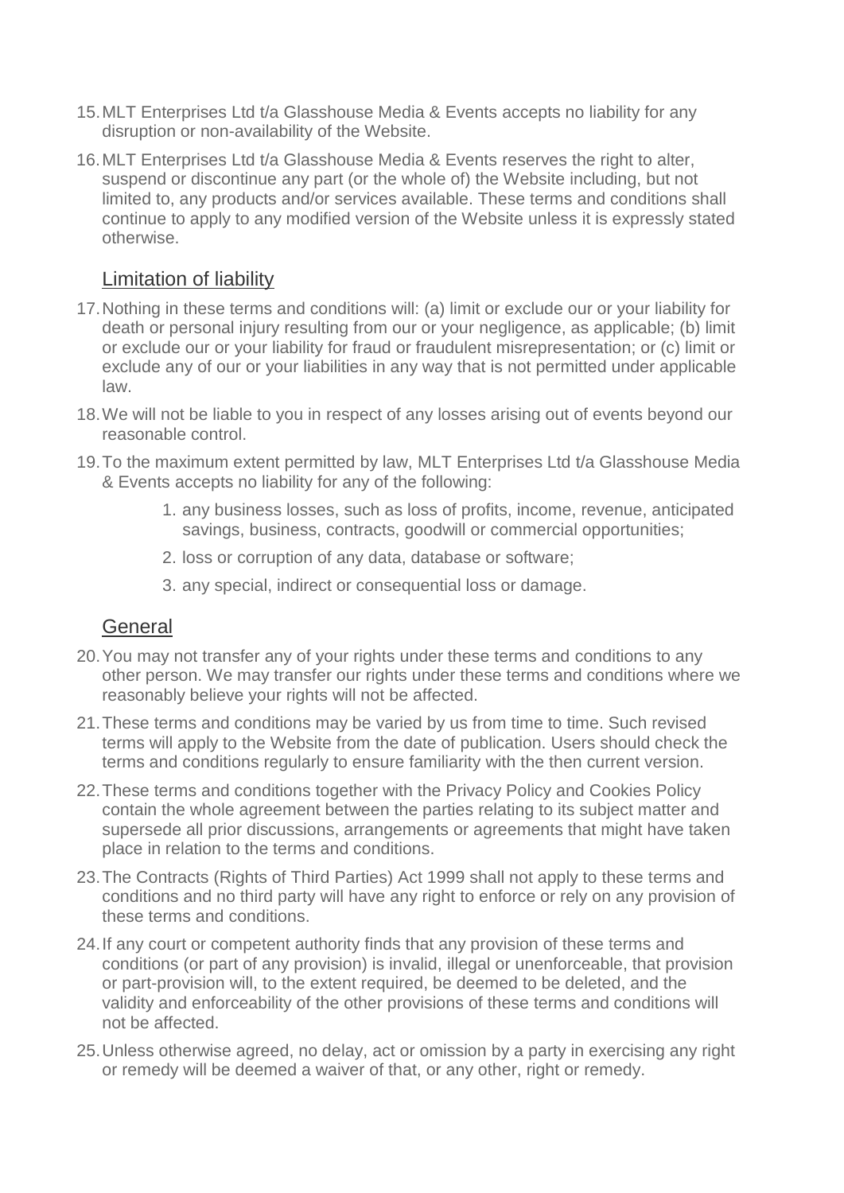15. MLT Enterprises Ltd t/a Glasshouse Media & Events accepts no liability for any disruption or non-availability of the Website.
16. MLT Enterprises Ltd t/a Glasshouse Media & Events reserves the right to alter, suspend or discontinue any part (or the whole of) the Website including, but not limited to, any products and/or services available. These terms and conditions shall continue to apply to any modified version of the Website unless it is expressly stated otherwise.

## Limitation of liability

17. Nothing in these terms and conditions will: (a) limit or exclude our or your liability for death or personal injury resulting from our or your negligence, as applicable; (b) limit or exclude our or your liability for fraud or fraudulent misrepresentation; or (c) limit or exclude any of our or your liabilities in any way that is not permitted under applicable law.
18. We will not be liable to you in respect of any losses arising out of events beyond our reasonable control.
19. To the maximum extent permitted by law, MLT Enterprises Ltd t/a Glasshouse Media & Events accepts no liability for any of the following:
    1. any business losses, such as loss of profits, income, revenue, anticipated savings, business, contracts, goodwill or commercial opportunities;
    2. loss or corruption of any data, database or software;
    3. any special, indirect or consequential loss or damage.

## General

20. You may not transfer any of your rights under these terms and conditions to any other person. We may transfer our rights under these terms and conditions where we reasonably believe your rights will not be affected.
21. These terms and conditions may be varied by us from time to time. Such revised terms will apply to the Website from the date of publication. Users should check the terms and conditions regularly to ensure familiarity with the then current version.
22. These terms and conditions together with the Privacy Policy and Cookies Policy contain the whole agreement between the parties relating to its subject matter and supersede all prior discussions, arrangements or agreements that might have taken place in relation to the terms and conditions.
23. The Contracts (Rights of Third Parties) Act 1999 shall not apply to these terms and conditions and no third party will have any right to enforce or rely on any provision of these terms and conditions.
24. If any court or competent authority finds that any provision of these terms and conditions (or part of any provision) is invalid, illegal or unenforceable, that provision or part-provision will, to the extent required, be deemed to be deleted, and the validity and enforceability of the other provisions of these terms and conditions will not be affected.
25. Unless otherwise agreed, no delay, act or omission by a party in exercising any right or remedy will be deemed a waiver of that, or any other, right or remedy.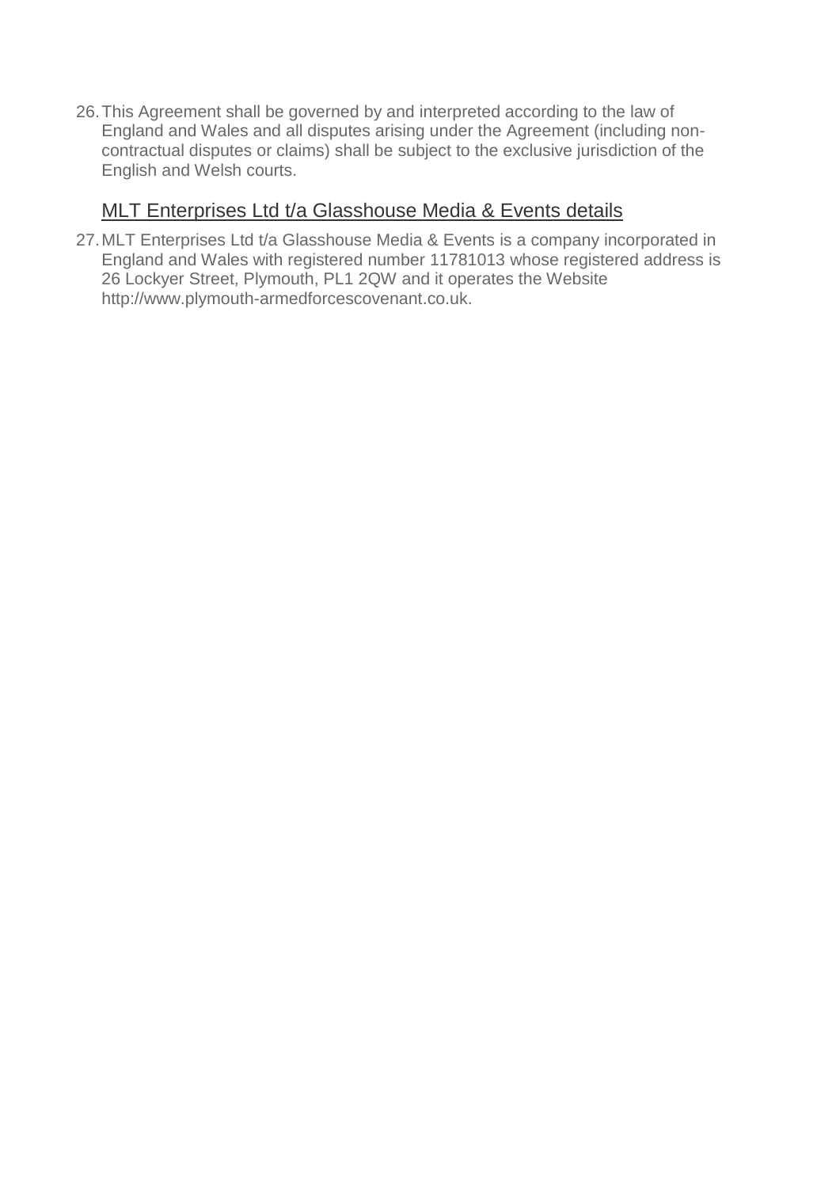26. This Agreement shall be governed by and interpreted according to the law of England and Wales and all disputes arising under the Agreement (including non-contractual disputes or claims) shall be subject to the exclusive jurisdiction of the English and Welsh courts.

## MLT Enterprises Ltd t/a Glasshouse Media & Events details

27. MLT Enterprises Ltd t/a Glasshouse Media & Events is a company incorporated in England and Wales with registered number 11781013 whose registered address is 26 Lockyer Street, Plymouth, PL1 2QW and it operates the Website http://www.plymouth-armedforcescovenant.co.uk.